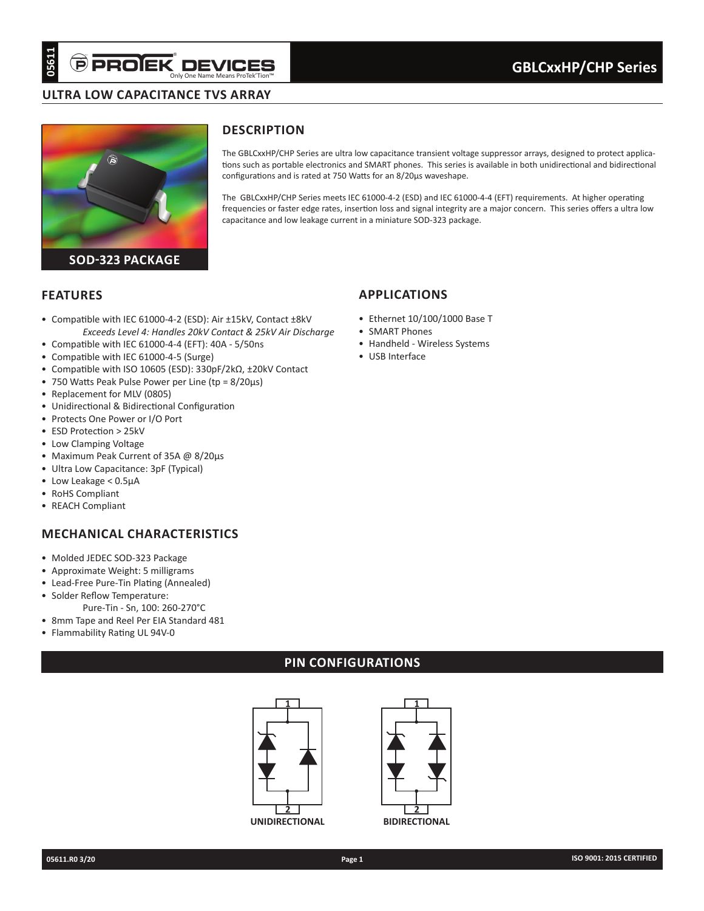# GBLCxxHP/CHP Series

## ULTRA LOW CAPACITANCE TVS ARRAY

SOD-323 PACKAGE

## DESCRIPTION

The GBLCxxHP/CHP Series are ultra low capacitance transient voltage suppressor arrays, designed to protect applications such as portable electronics and SMART phones. This series is available in both unidirectional and bidirectional configurations and is rated at 750 Watts for an 8/20µs waveshape.

The GBLCxxHP/CHP Series meets IEC 61000-4-2 (ESD) and IEC 61000-4-4 (EFT) requirements. At higher operating frequencies or faster edge rates, insertion loss and signal integrity are a major concern. This series offers a ultra low capacitance and low leakage current in a miniature SOD-323 package.

## FEATURES

- Compatible with IEC 61000-4-2 (ESD): Air ±15kV, Contact ±8kV
  *Exceeds Level 4: Handles 20kV Contact & 25kV Air Discharge*
- Compatible with IEC 61000-4-4 (EFT): 40A - 5/50ns
- Compatible with IEC 61000-4-5 (Surge)
- Compatible with ISO 10605 (ESD): 330pF/2kΩ, ±20kV Contact
- 750 Watts Peak Pulse Power per Line (tp = 8/20µs)
- Replacement for MLV (0805)
- Unidirectional & Bidirectional Configuration
- Protects One Power or I/O Port
- ESD Protection > 25kV
- Low Clamping Voltage
- Maximum Peak Current of 35A @ 8/20µs
- Ultra Low Capacitance: 3pF (Typical)
- Low Leakage < 0.5µA
- RoHS Compliant
- REACH Compliant

## APPLICATIONS

- Ethernet 10/100/1000 Base T
- SMART Phones
- Handheld - Wireless Systems
- USB Interface

## MECHANICAL CHARACTERISTICS

- Molded JEDEC SOD-323 Package
- Approximate Weight: 5 milligrams
- Lead-Free Pure-Tin Plating (Annealed)
- Solder Reflow Temperature:
  Pure-Tin - Sn, 100: 260-270°C
- 8mm Tape and Reel Per EIA Standard 481
- Flammability Rating UL 94V-0

## PIN CONFIGURATIONS

1 / 2 — UNIDIRECTIONAL

1 / 2 — BIDIRECTIONAL

05611.R0 3/20 — ISO 9001: 2015 CERTIFIED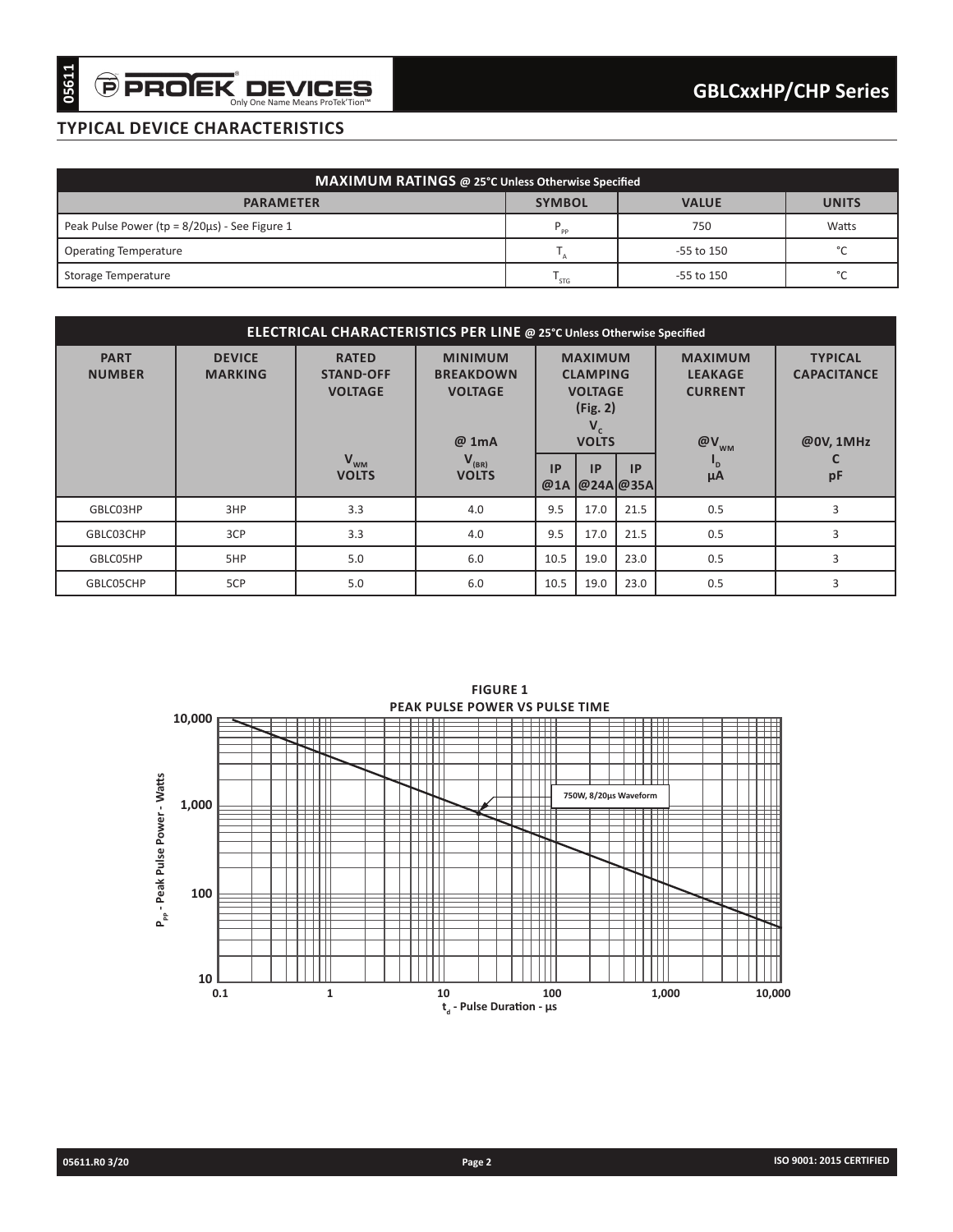## TYPICAL DEVICE CHARACTERISTICS

| MAXIMUM RATINGS @ 25°C Unless Otherwise Specified | | | |
|---|---|---|---|
| PARAMETER | SYMBOL | VALUE | UNITS |
| Peak Pulse Power (tp = 8/20µs) - See Figure 1 | $P_{PP}$ | 750 | Watts |
| Operating Temperature | $T_A$ | -55 to 150 | °C |
| Storage Temperature | $T_{STG}$ | -55 to 150 | °C |

| ELECTRICAL CHARACTERISTICS PER LINE @ 25°C Unless Otherwise Specified | | | | | | | | |
|---|---|---|---|---|---|---|---|---|
| PART NUMBER | DEVICE MARKING | RATED STAND-OFF VOLTAGE | MINIMUM BREAKDOWN VOLTAGE @ 1mA | MAXIMUM CLAMPING VOLTAGE (Fig. 2) $V_C$ VOLTS | | | MAXIMUM LEAKAGE CURRENT @$V_{WM}$ | TYPICAL CAPACITANCE @0V, 1MHz |
| | | $V_{WM}$ VOLTS | $V_{(BR)}$ VOLTS | IP @1A | IP @24A | IP @35A | $I_D$ µA | C pF |
| GBLC03HP | 3HP | 3.3 | 4.0 | 9.5 | 17.0 | 21.5 | 0.5 | 3 |
| GBLC03CHP | 3CP | 3.3 | 4.0 | 9.5 | 17.0 | 21.5 | 0.5 | 3 |
| GBLC05HP | 5HP | 5.0 | 6.0 | 10.5 | 19.0 | 23.0 | 0.5 | 3 |
| GBLC05CHP | 5CP | 5.0 | 6.0 | 10.5 | 19.0 | 23.0 | 0.5 | 3 |

**FIGURE 1**
**PEAK PULSE POWER VS PULSE TIME**

750W, 8/20µs Waveform

$P_{PP}$ - Peak Pulse Power - Watts (10 to 10,000)

$t_d$ - Pulse Duration - µs (0.1 to 10,000)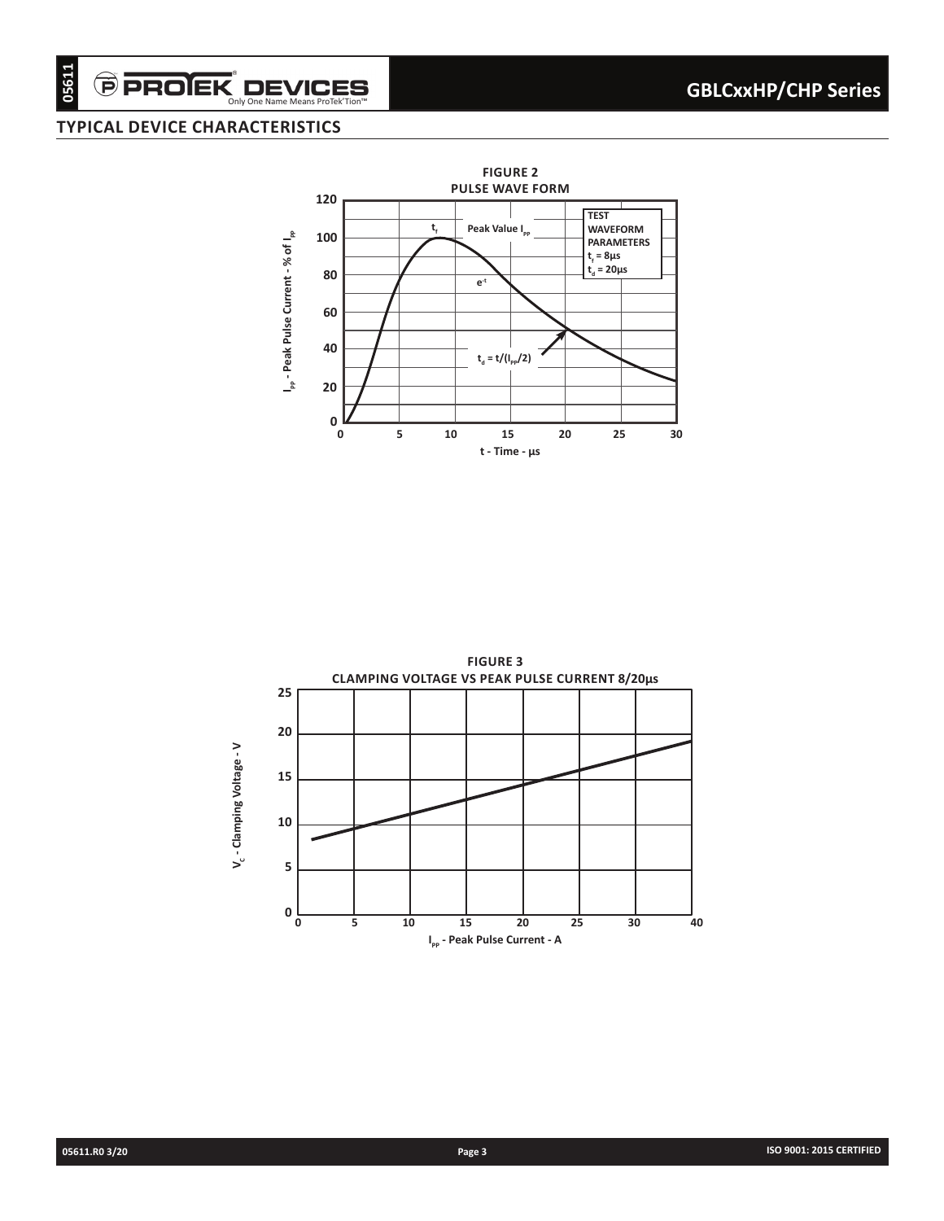## TYPICAL DEVICE CHARACTERISTICS

**FIGURE 2**
**PULSE WAVE FORM**

TEST WAVEFORM PARAMETERS
$t_f$ = 8µs
$t_d$ = 20µs

$t_f$ Peak Value $I_{PP}$

$e^{-t}$

$t_d = t/(I_{PP}/2)$

$I_{PP}$ - Peak Pulse Current - % of $I_{PP}$

t - Time - µs

**FIGURE 3**
**CLAMPING VOLTAGE VS PEAK PULSE CURRENT 8/20µs**

$V_C$ - Clamping Voltage - V

$I_{PP}$ - Peak Pulse Current - A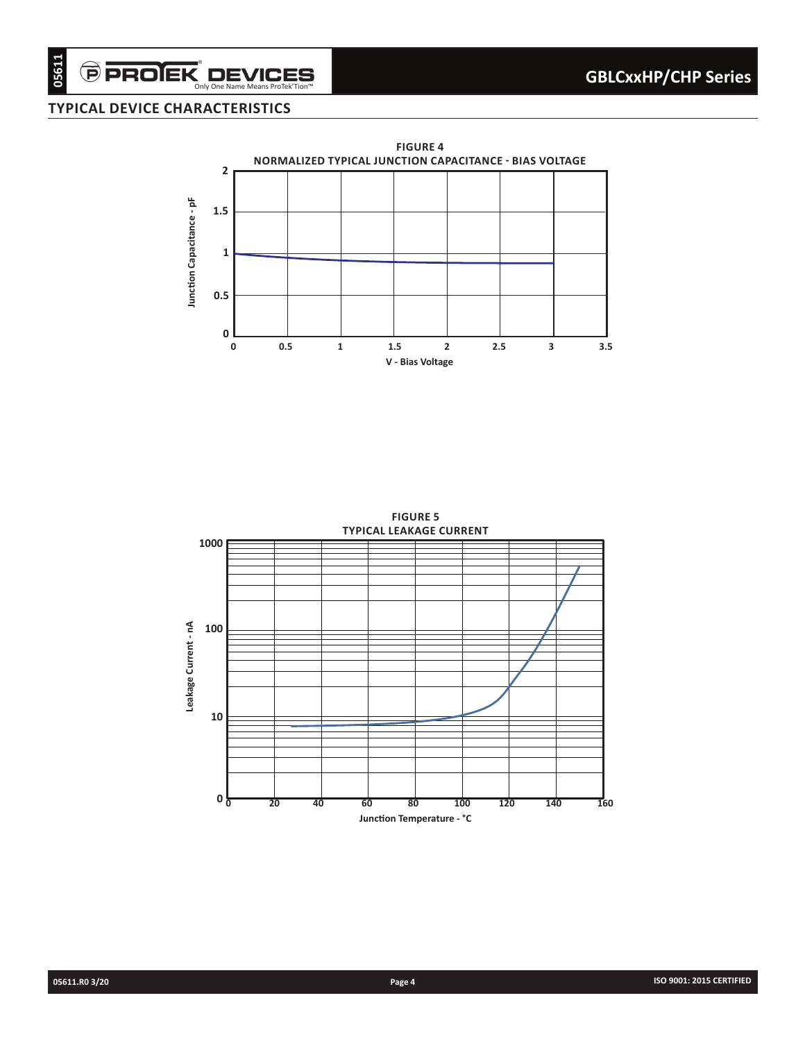## TYPICAL DEVICE CHARACTERISTICS

**FIGURE 4**
**NORMALIZED TYPICAL JUNCTION CAPACITANCE - BIAS VOLTAGE**

Junction Capacitance - pF

V - Bias Voltage

**FIGURE 5**
**TYPICAL LEAKAGE CURRENT**

Leakage Current - nA

Junction Temperature - °C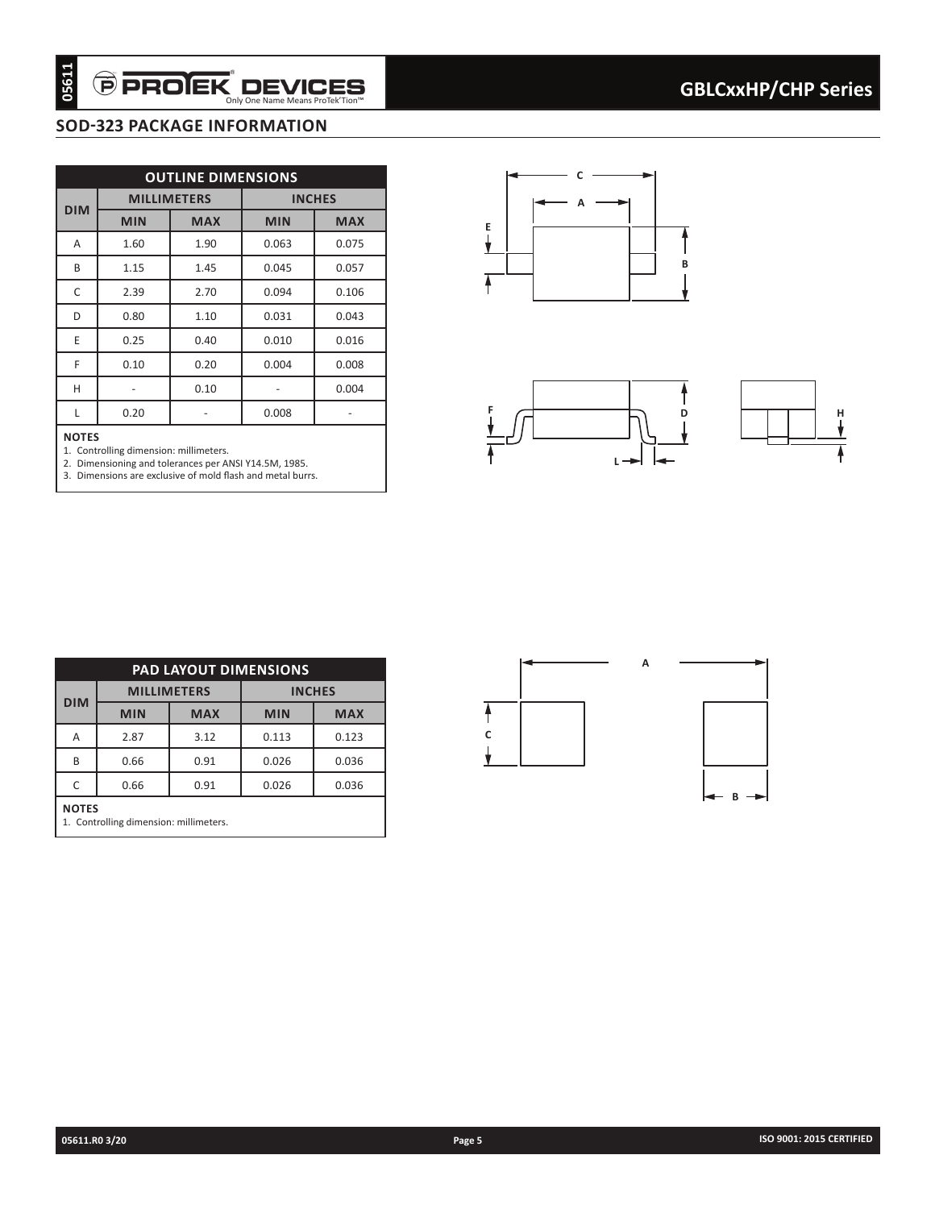## SOD-323 PACKAGE INFORMATION

| OUTLINE DIMENSIONS | | | | |
|---|---|---|---|---|
| DIM | MILLIMETERS | | INCHES | |
| | MIN | MAX | MIN | MAX |
| A | 1.60 | 1.90 | 0.063 | 0.075 |
| B | 1.15 | 1.45 | 0.045 | 0.057 |
| C | 2.39 | 2.70 | 0.094 | 0.106 |
| D | 0.80 | 1.10 | 0.031 | 0.043 |
| E | 0.25 | 0.40 | 0.010 | 0.016 |
| F | 0.10 | 0.20 | 0.004 | 0.008 |
| H | - | 0.10 | - | 0.004 |
| L | 0.20 | - | 0.008 | - |

**NOTES**
1. Controlling dimension: millimeters.
2. Dimensioning and tolerances per ANSI Y14.5M, 1985.
3. Dimensions are exclusive of mold flash and metal burrs.

| PAD LAYOUT DIMENSIONS | | | | |
|---|---|---|---|---|
| DIM | MILLIMETERS | | INCHES | |
| | MIN | MAX | MIN | MAX |
| A | 2.87 | 3.12 | 0.113 | 0.123 |
| B | 0.66 | 0.91 | 0.026 | 0.036 |
| C | 0.66 | 0.91 | 0.026 | 0.036 |

**NOTES**
1. Controlling dimension: millimeters.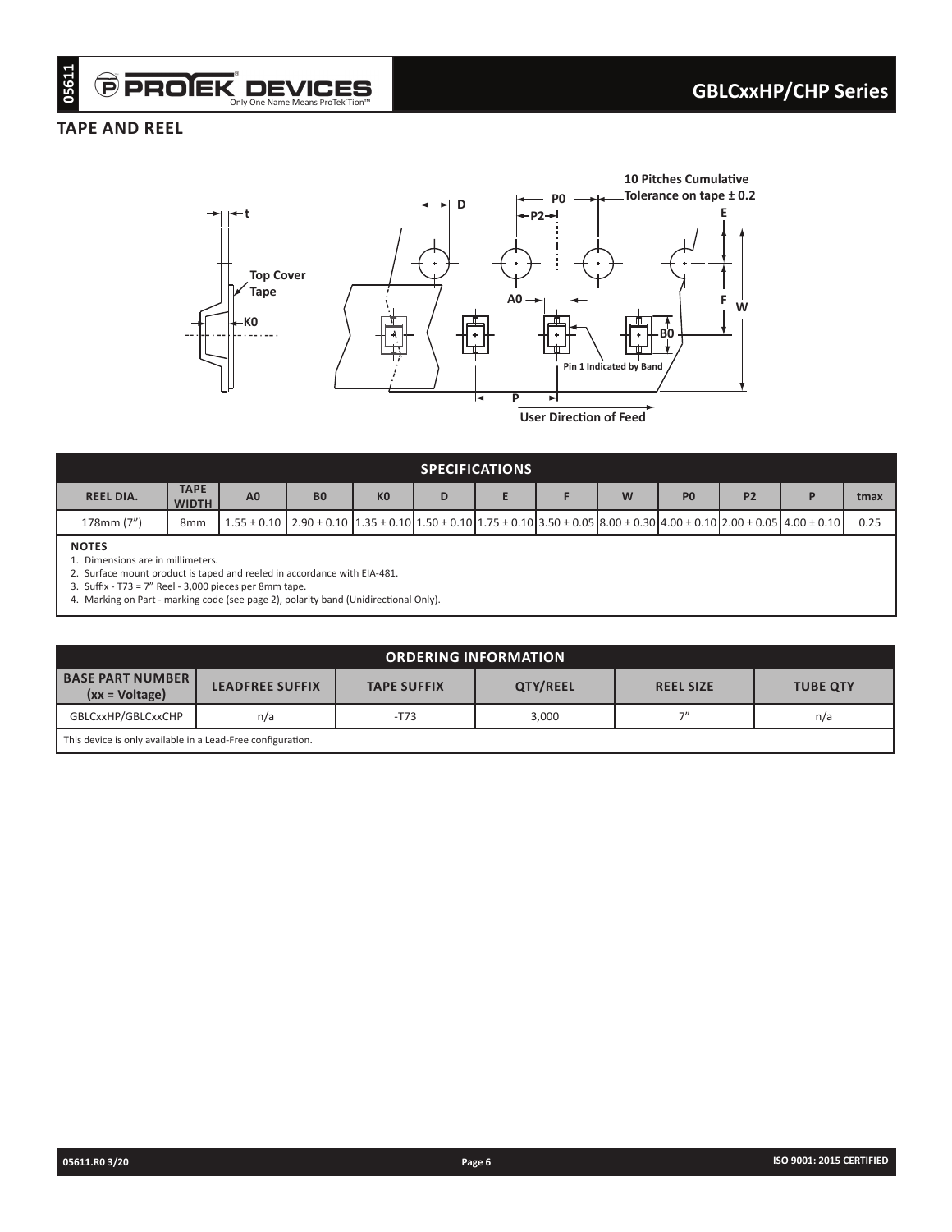## TAPE AND REEL

| SPECIFICATIONS | | | | | | | | | | | | |
|---|---|---|---|---|---|---|---|---|---|---|---|---|
| REEL DIA. | TAPE WIDTH | A0 | B0 | K0 | D | E | F | W | P0 | P2 | P | tmax |
| 178mm (7") | 8mm | 1.55 ± 0.10 | 2.90 ± 0.10 | 1.35 ± 0.10 | 1.50 ± 0.10 | 1.75 ± 0.10 | 3.50 ± 0.05 | 8.00 ± 0.30 | 4.00 ± 0.10 | 2.00 ± 0.05 | 4.00 ± 0.10 | 0.25 |

**NOTES**

1. Dimensions are in millimeters.
2. Surface mount product is taped and reeled in accordance with EIA-481.
3. Suffix - T73 = 7" Reel - 3,000 pieces per 8mm tape.
4. Marking on Part - marking code (see page 2), polarity band (Unidirectional Only).

| ORDERING INFORMATION | | | | | |
|---|---|---|---|---|---|
| BASE PART NUMBER (xx = Voltage) | LEADFREE SUFFIX | TAPE SUFFIX | QTY/REEL | REEL SIZE | TUBE QTY |
| GBLCxxHP/GBLCxxCHP | n/a | -T73 | 3,000 | 7" | n/a |

This device is only available in a Lead-Free configuration.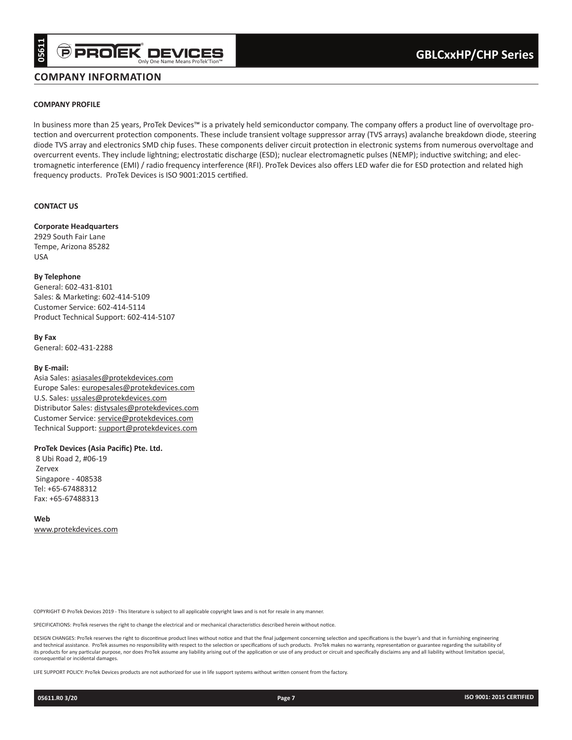## COMPANY INFORMATION

### COMPANY PROFILE

In business more than 25 years, ProTek Devices™ is a privately held semiconductor company. The company offers a product line of overvoltage protection and overcurrent protection components. These include transient voltage suppressor array (TVS arrays) avalanche breakdown diode, steering diode TVS array and electronics SMD chip fuses. These components deliver circuit protection in electronic systems from numerous overvoltage and overcurrent events. They include lightning; electrostatic discharge (ESD); nuclear electromagnetic pulses (NEMP); inductive switching; and electromagnetic interference (EMI) / radio frequency interference (RFI). ProTek Devices also offers LED wafer die for ESD protection and related high frequency products. ProTek Devices is ISO 9001:2015 certified.

### CONTACT US

**Corporate Headquarters**
2929 South Fair Lane
Tempe, Arizona 85282
USA

**By Telephone**
General: 602-431-8101
Sales: & Marketing: 602-414-5109
Customer Service: 602-414-5114
Product Technical Support: 602-414-5107

**By Fax**
General: 602-431-2288

**By E-mail:**
Asia Sales: asiasales@protekdevices.com
Europe Sales: europesales@protekdevices.com
U.S. Sales: ussales@protekdevices.com
Distributor Sales: distysales@protekdevices.com
Customer Service: service@protekdevices.com
Technical Support: support@protekdevices.com

**ProTek Devices (Asia Pacific) Pte. Ltd.**
8 Ubi Road 2, #06-19
Zervex
Singapore - 408538
Tel: +65-67488312
Fax: +65-67488313

**Web**
www.protekdevices.com

COPYRIGHT © ProTek Devices 2019 - This literature is subject to all applicable copyright laws and is not for resale in any manner.

SPECIFICATIONS: ProTek reserves the right to change the electrical and or mechanical characteristics described herein without notice.

DESIGN CHANGES: ProTek reserves the right to discontinue product lines without notice and that the final judgement concerning selection and specifications is the buyer's and that in furnishing engineering and technical assistance. ProTek assumes no responsibility with respect to the selection or specifications of such products. ProTek makes no warranty, representation or guarantee regarding the suitability of its products for any particular purpose, nor does ProTek assume any liability arising out of the application or use of any product or circuit and specifically disclaims any and all liability without limitation special, consequential or incidental damages.

LIFE SUPPORT POLICY: ProTek Devices products are not authorized for use in life support systems without written consent from the factory.